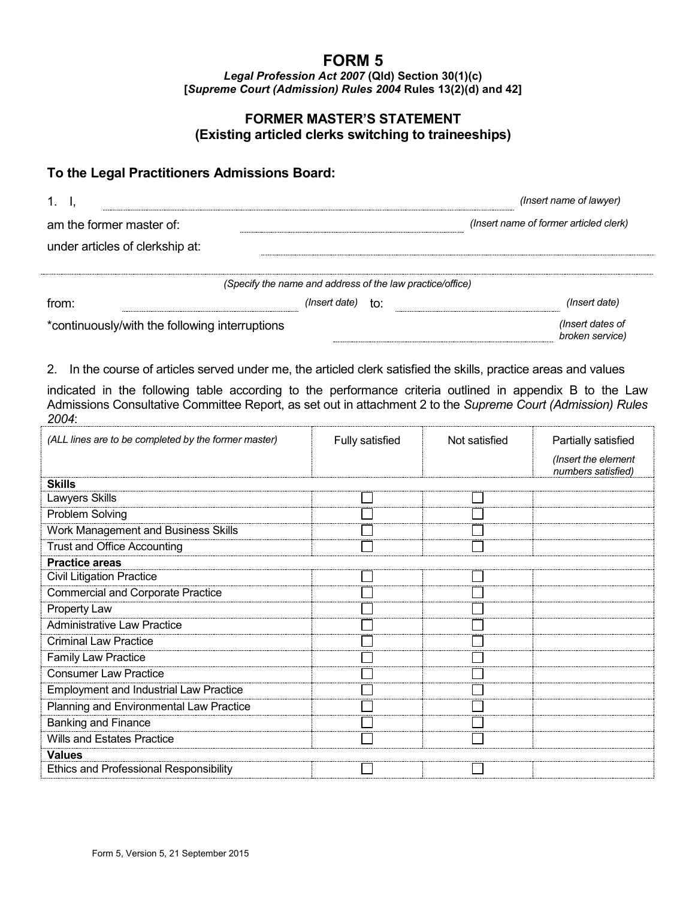# FORM 5

***Legal Profession Act 2007* (Qld) Section 30(1)(c)**
**[*Supreme Court (Admission) Rules 2004* Rules 13(2)(d) and 42]**

## FORMER MASTER'S STATEMENT
## (Existing articled clerks switching to traineeships)

### To the Legal Practitioners Admissions Board:

1. I, ............................................................ *(Insert name of lawyer)*

am the former master of: ............................................ *(Insert name of former articled clerk)*

under articles of clerkship at: ............................................................

............................................................................................................

*(Specify the name and address of the law practice/office)*

from: ................................ *(Insert date)* to: ................................ *(Insert date)*

*continuously/with the following interruptions ................................ *(Insert dates of broken service)*

2. In the course of articles served under me, the articled clerk satisfied the skills, practice areas and values indicated in the following table according to the performance criteria outlined in appendix B to the Law Admissions Consultative Committee Report, as set out in attachment 2 to the *Supreme Court (Admission) Rules 2004*:

| *(ALL lines are to be completed by the former master)* | Fully satisfied | Not satisfied | Partially satisfied *(Insert the element numbers satisfied)* |
|---|---|---|---|
| **Skills** | | | |
| Lawyers Skills | ☐ | ☐ | |
| Problem Solving | ☐ | ☐ | |
| Work Management and Business Skills | ☐ | ☐ | |
| Trust and Office Accounting | ☐ | ☐ | |
| **Practice areas** | | | |
| Civil Litigation Practice | ☐ | ☐ | |
| Commercial and Corporate Practice | ☐ | ☐ | |
| Property Law | ☐ | ☐ | |
| Administrative Law Practice | ☐ | ☐ | |
| Criminal Law Practice | ☐ | ☐ | |
| Family Law Practice | ☐ | ☐ | |
| Consumer Law Practice | ☐ | ☐ | |
| Employment and Industrial Law Practice | ☐ | ☐ | |
| Planning and Environmental Law Practice | ☐ | ☐ | |
| Banking and Finance | ☐ | ☐ | |
| Wills and Estates Practice | ☐ | ☐ | |
| **Values** | | | |
| Ethics and Professional Responsibility | ☐ | ☐ | |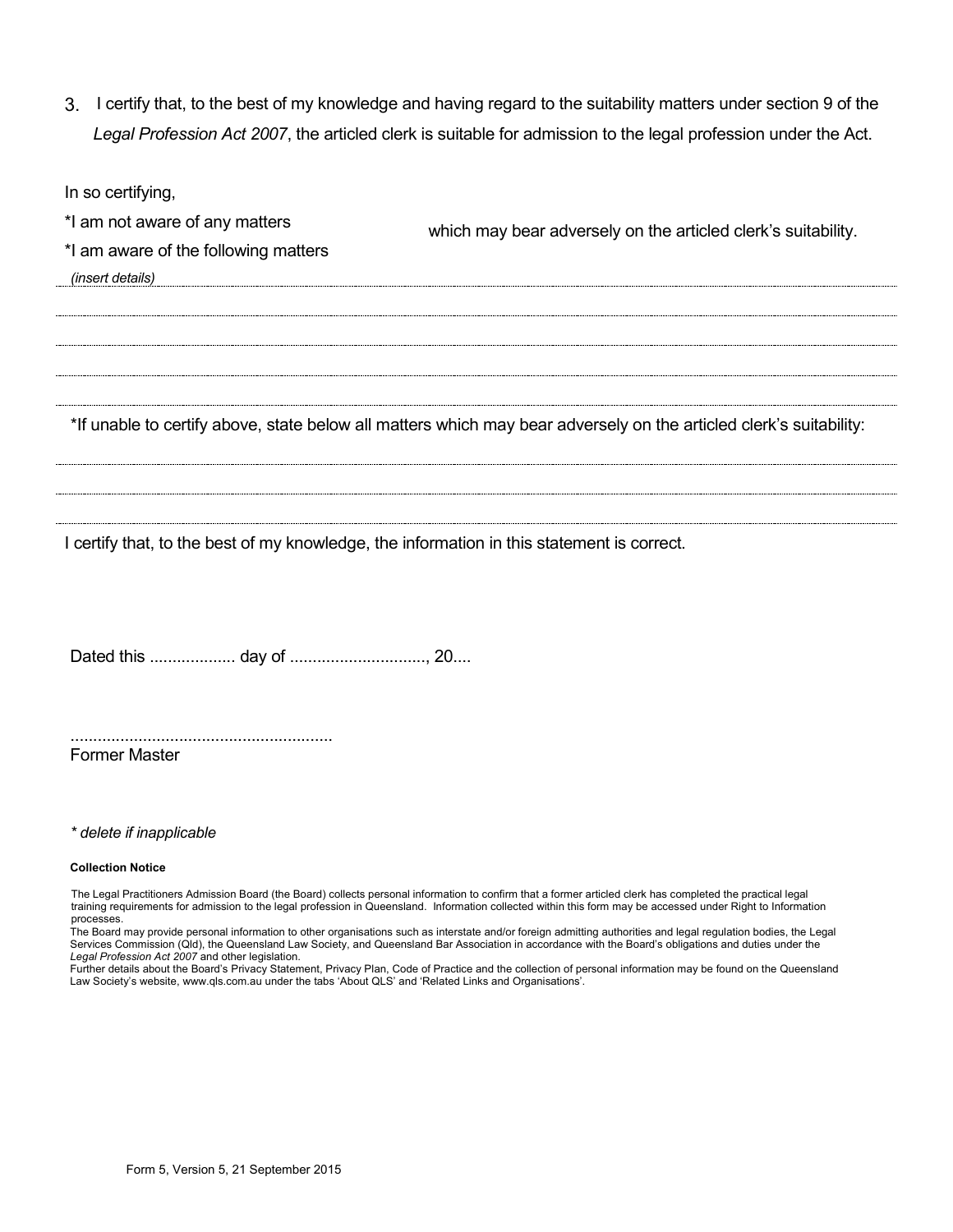3. I certify that, to the best of my knowledge and having regard to the suitability matters under section 9 of the *Legal Profession Act 2007*, the articled clerk is suitable for admission to the legal profession under the Act.

In so certifying,

*I am not aware of any matters
*I am aware of the following matters
which may bear adversely on the articled clerk's suitability.

*(insert details)*

.......................................................................................................................................................................

.......................................................................................................................................................................

.......................................................................................................................................................................

.......................................................................................................................................................................

*If unable to certify above, state below all matters which may bear adversely on the articled clerk's suitability:

.......................................................................................................................................................................

.......................................................................................................................................................................

.......................................................................................................................................................................

I certify that, to the best of my knowledge, the information in this statement is correct.

Dated this .................. day of ............................., 20....

.........................................................
Former Master

*\* delete if inapplicable*

**Collection Notice**

The Legal Practitioners Admission Board (the Board) collects personal information to confirm that a former articled clerk has completed the practical legal training requirements for admission to the legal profession in Queensland. Information collected within this form may be accessed under Right to Information processes.
The Board may provide personal information to other organisations such as interstate and/or foreign admitting authorities and legal regulation bodies, the Legal Services Commission (Qld), the Queensland Law Society, and Queensland Bar Association in accordance with the Board's obligations and duties under the *Legal Profession Act 2007* and other legislation.
Further details about the Board's Privacy Statement, Privacy Plan, Code of Practice and the collection of personal information may be found on the Queensland Law Society's website, www.qls.com.au under the tabs 'About QLS' and 'Related Links and Organisations'.

Form 5, Version 5, 21 September 2015